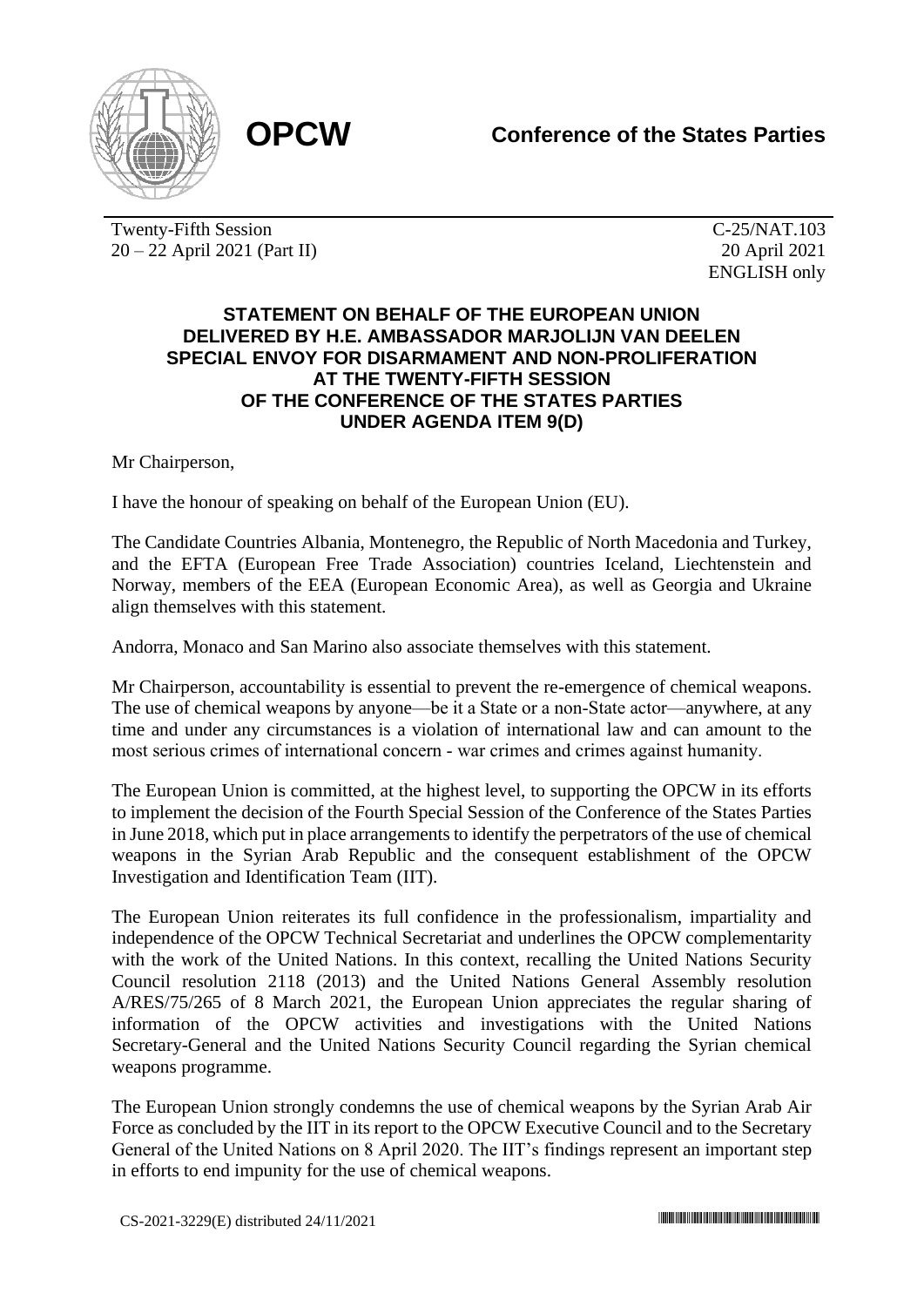**OPCW** — **Conference of the States Parties**

Twenty-Fifth Session
20 – 22 April 2021 (Part II)

C-25/NAT.103
20 April 2021
ENGLISH only

## STATEMENT ON BEHALF OF THE EUROPEAN UNION DELIVERED BY H.E. AMBASSADOR MARJOLIJN VAN DEELEN SPECIAL ENVOY FOR DISARMAMENT AND NON-PROLIFERATION AT THE TWENTY-FIFTH SESSION OF THE CONFERENCE OF THE STATES PARTIES UNDER AGENDA ITEM 9(D)

Mr Chairperson,

I have the honour of speaking on behalf of the European Union (EU).

The Candidate Countries Albania, Montenegro, the Republic of North Macedonia and Turkey, and the EFTA (European Free Trade Association) countries Iceland, Liechtenstein and Norway, members of the EEA (European Economic Area), as well as Georgia and Ukraine align themselves with this statement.

Andorra, Monaco and San Marino also associate themselves with this statement.

Mr Chairperson, accountability is essential to prevent the re-emergence of chemical weapons. The use of chemical weapons by anyone—be it a State or a non-State actor—anywhere, at any time and under any circumstances is a violation of international law and can amount to the most serious crimes of international concern - war crimes and crimes against humanity.

The European Union is committed, at the highest level, to supporting the OPCW in its efforts to implement the decision of the Fourth Special Session of the Conference of the States Parties in June 2018, which put in place arrangements to identify the perpetrators of the use of chemical weapons in the Syrian Arab Republic and the consequent establishment of the OPCW Investigation and Identification Team (IIT).

The European Union reiterates its full confidence in the professionalism, impartiality and independence of the OPCW Technical Secretariat and underlines the OPCW complementarity with the work of the United Nations. In this context, recalling the United Nations Security Council resolution 2118 (2013) and the United Nations General Assembly resolution A/RES/75/265 of 8 March 2021, the European Union appreciates the regular sharing of information of the OPCW activities and investigations with the United Nations Secretary-General and the United Nations Security Council regarding the Syrian chemical weapons programme.

The European Union strongly condemns the use of chemical weapons by the Syrian Arab Air Force as concluded by the IIT in its report to the OPCW Executive Council and to the Secretary General of the United Nations on 8 April 2020. The IIT's findings represent an important step in efforts to end impunity for the use of chemical weapons.

CS-2021-3229(E) distributed 24/11/2021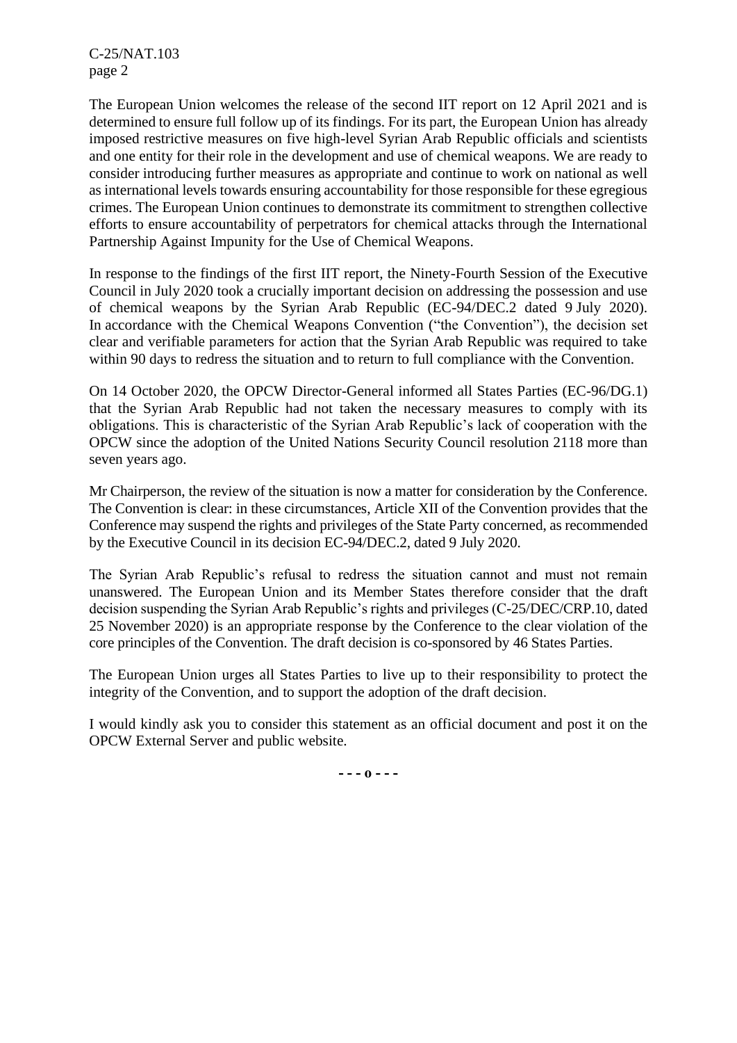The European Union welcomes the release of the second IIT report on 12 April 2021 and is determined to ensure full follow up of its findings. For its part, the European Union has already imposed restrictive measures on five high-level Syrian Arab Republic officials and scientists and one entity for their role in the development and use of chemical weapons. We are ready to consider introducing further measures as appropriate and continue to work on national as well as international levels towards ensuring accountability for those responsible for these egregious crimes. The European Union continues to demonstrate its commitment to strengthen collective efforts to ensure accountability of perpetrators for chemical attacks through the International Partnership Against Impunity for the Use of Chemical Weapons.

In response to the findings of the first IIT report, the Ninety-Fourth Session of the Executive Council in July 2020 took a crucially important decision on addressing the possession and use of chemical weapons by the Syrian Arab Republic (EC-94/DEC.2 dated 9 July 2020). In accordance with the Chemical Weapons Convention ("the Convention"), the decision set clear and verifiable parameters for action that the Syrian Arab Republic was required to take within 90 days to redress the situation and to return to full compliance with the Convention.

On 14 October 2020, the OPCW Director-General informed all States Parties (EC-96/DG.1) that the Syrian Arab Republic had not taken the necessary measures to comply with its obligations. This is characteristic of the Syrian Arab Republic's lack of cooperation with the OPCW since the adoption of the United Nations Security Council resolution 2118 more than seven years ago.

Mr Chairperson, the review of the situation is now a matter for consideration by the Conference. The Convention is clear: in these circumstances, Article XII of the Convention provides that the Conference may suspend the rights and privileges of the State Party concerned, as recommended by the Executive Council in its decision EC-94/DEC.2, dated 9 July 2020.

The Syrian Arab Republic's refusal to redress the situation cannot and must not remain unanswered. The European Union and its Member States therefore consider that the draft decision suspending the Syrian Arab Republic's rights and privileges (C-25/DEC/CRP.10, dated 25 November 2020) is an appropriate response by the Conference to the clear violation of the core principles of the Convention. The draft decision is co-sponsored by 46 States Parties.

The European Union urges all States Parties to live up to their responsibility to protect the integrity of the Convention, and to support the adoption of the draft decision.

I would kindly ask you to consider this statement as an official document and post it on the OPCW External Server and public website.

**- - - o - - -**